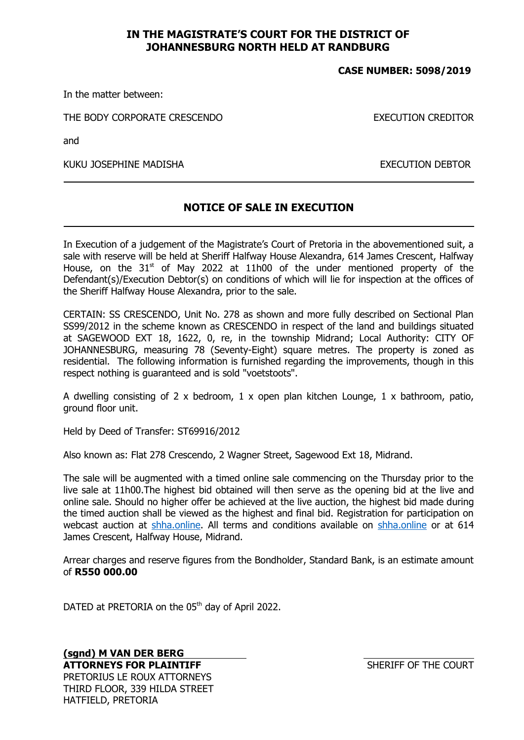**IN THE MAGISTRATE'S COURT FOR THE DISTRICT OF JOHANNESBURG NORTH HELD AT RANDBURG**

**CASE NUMBER: 5098/2019**

In the matter between:

THE BODY CORPORATE CRESCENDO — EXECUTION CREDITOR

and

KUKU JOSEPHINE MADISHA — EXECUTION DEBTOR

---

## NOTICE OF SALE IN EXECUTION

---

In Execution of a judgement of the Magistrate's Court of Pretoria in the abovementioned suit, a sale with reserve will be held at Sheriff Halfway House Alexandra, 614 James Crescent, Halfway House, on the 31st of May 2022 at 11h00 of the under mentioned property of the Defendant(s)/Execution Debtor(s) on conditions of which will lie for inspection at the offices of the Sheriff Halfway House Alexandra, prior to the sale.

CERTAIN: SS CRESCENDO, Unit No. 278 as shown and more fully described on Sectional Plan SS99/2012 in the scheme known as CRESCENDO in respect of the land and buildings situated at SAGEWOOD EXT 18, 1622, 0, re, in the township Midrand; Local Authority: CITY OF JOHANNESBURG, measuring 78 (Seventy-Eight) square metres. The property is zoned as residential. The following information is furnished regarding the improvements, though in this respect nothing is guaranteed and is sold "voetstoots".

A dwelling consisting of 2 x bedroom, 1 x open plan kitchen Lounge, 1 x bathroom, patio, ground floor unit.

Held by Deed of Transfer: ST69916/2012

Also known as: Flat 278 Crescendo, 2 Wagner Street, Sagewood Ext 18, Midrand.

The sale will be augmented with a timed online sale commencing on the Thursday prior to the live sale at 11h00.The highest bid obtained will then serve as the opening bid at the live and online sale. Should no higher offer be achieved at the live auction, the highest bid made during the timed auction shall be viewed as the highest and final bid. Registration for participation on webcast auction at shha.online. All terms and conditions available on shha.online or at 614 James Crescent, Halfway House, Midrand.

Arrear charges and reserve figures from the Bondholder, Standard Bank, is an estimate amount of **R550 000.00**

DATED at PRETORIA on the 05th day of April 2022.

**(sgnd) M VAN DER BERG**
**ATTORNEYS FOR PLAINTIFF**
PRETORIUS LE ROUX ATTORNEYS
THIRD FLOOR, 339 HILDA STREET
HATFIELD, PRETORIA

SHERIFF OF THE COURT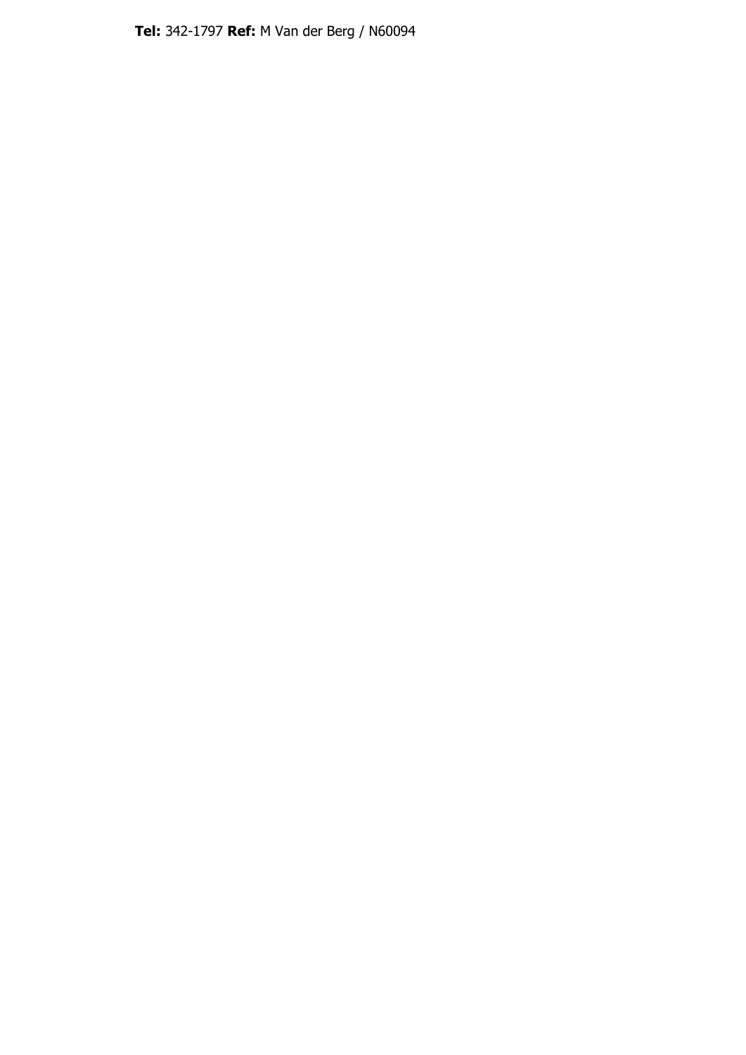**Tel:** 342-1797 **Ref:** M Van der Berg / N60094